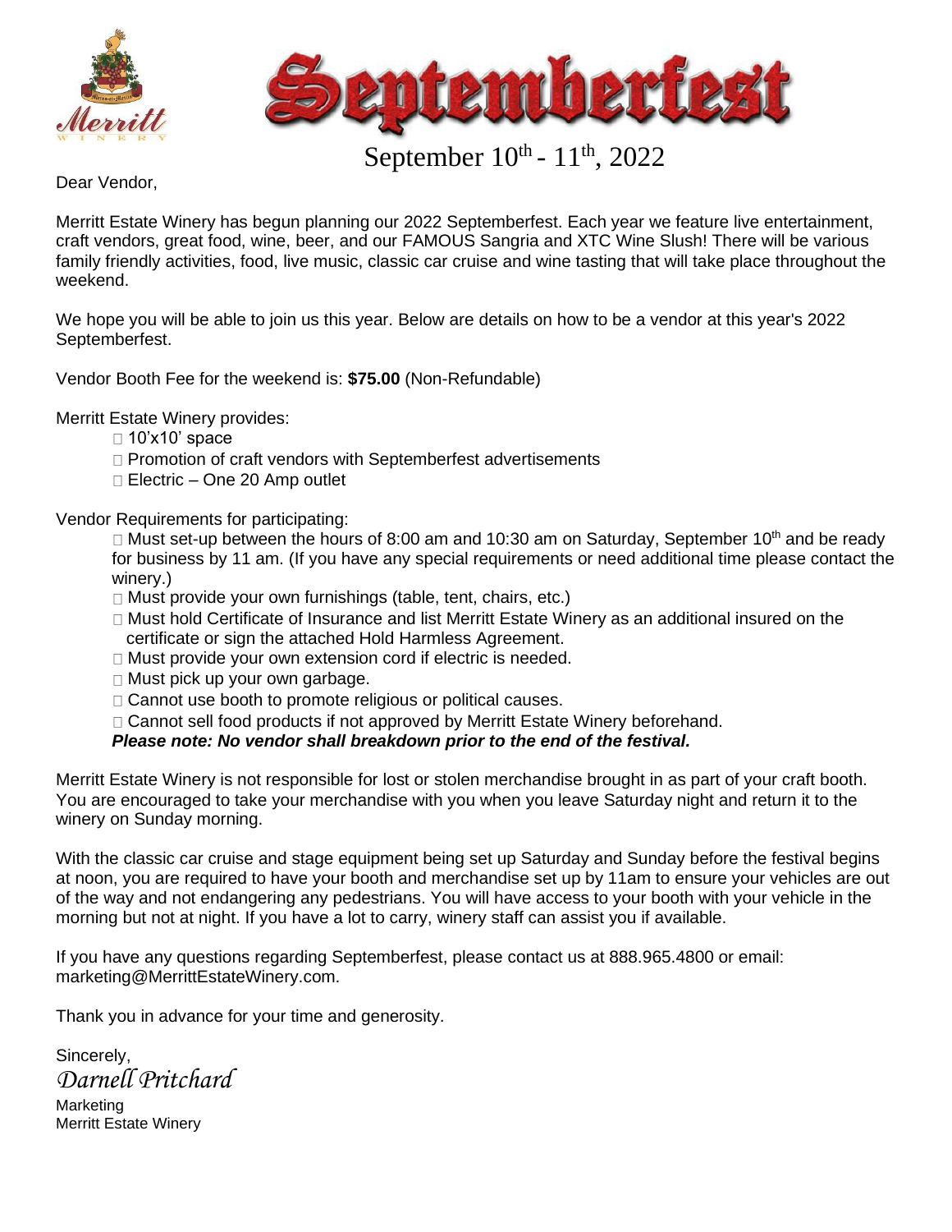# Septemberfest

September 10th - 11th, 2022

Dear Vendor,

Merritt Estate Winery has begun planning our 2022 Septemberfest. Each year we feature live entertainment, craft vendors, great food, wine, beer, and our FAMOUS Sangria and XTC Wine Slush! There will be various family friendly activities, food, live music, classic car cruise and wine tasting that will take place throughout the weekend.

We hope you will be able to join us this year. Below are details on how to be a vendor at this year's 2022 Septemberfest.

Vendor Booth Fee for the weekend is: **$75.00** (Non-Refundable)

Merritt Estate Winery provides:

- 10'x10' space
- Promotion of craft vendors with Septemberfest advertisements
- Electric – One 20 Amp outlet

Vendor Requirements for participating:

- Must set-up between the hours of 8:00 am and 10:30 am on Saturday, September 10th and be ready for business by 11 am. (If you have any special requirements or need additional time please contact the winery.)
- Must provide your own furnishings (table, tent, chairs, etc.)
- Must hold Certificate of Insurance and list Merritt Estate Winery as an additional insured on the certificate or sign the attached Hold Harmless Agreement.
- Must provide your own extension cord if electric is needed.
- Must pick up your own garbage.
- Cannot use booth to promote religious or political causes.
- Cannot sell food products if not approved by Merritt Estate Winery beforehand.

***Please note: No vendor shall breakdown prior to the end of the festival.***

Merritt Estate Winery is not responsible for lost or stolen merchandise brought in as part of your craft booth. You are encouraged to take your merchandise with you when you leave Saturday night and return it to the winery on Sunday morning.

With the classic car cruise and stage equipment being set up Saturday and Sunday before the festival begins at noon, you are required to have your booth and merchandise set up by 11am to ensure your vehicles are out of the way and not endangering any pedestrians. You will have access to your booth with your vehicle in the morning but not at night. If you have a lot to carry, winery staff can assist you if available.

If you have any questions regarding Septemberfest, please contact us at 888.965.4800 or email: marketing@MerrittEstateWinery.com.

Thank you in advance for your time and generosity.

Sincerely,

*Darnell Pritchard*

Marketing
Merritt Estate Winery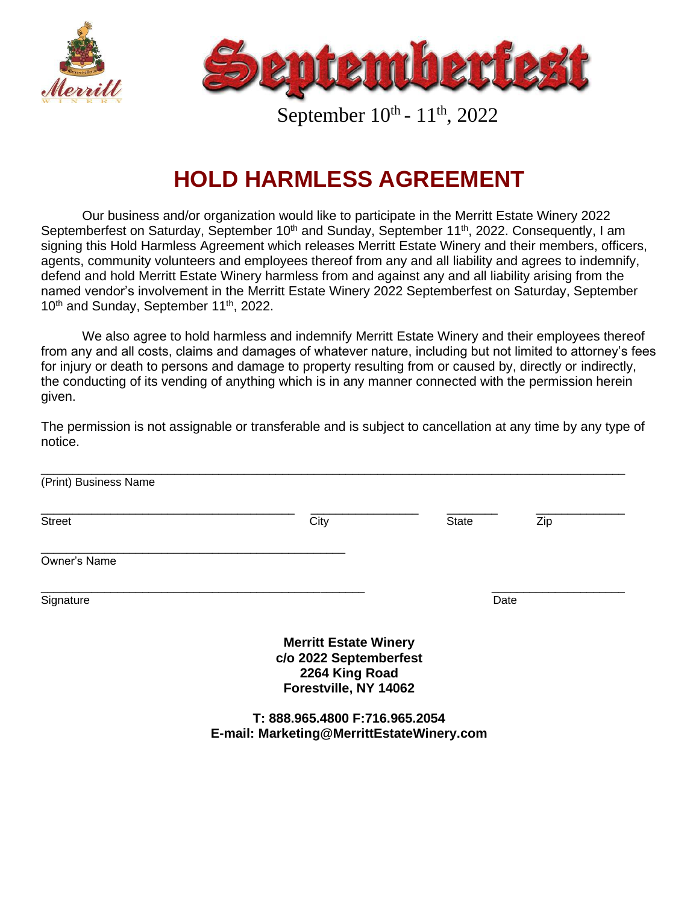# Septemberfest

September $10^{th}$ - $11^{th}$, 2022

## HOLD HARMLESS AGREEMENT

Our business and/or organization would like to participate in the Merritt Estate Winery 2022 Septemberfest on Saturday, September $10^{th}$ and Sunday, September $11^{th}$, 2022. Consequently, I am signing this Hold Harmless Agreement which releases Merritt Estate Winery and their members, officers, agents, community volunteers and employees thereof from any and all liability and agrees to indemnify, defend and hold Merritt Estate Winery harmless from and against any and all liability arising from the named vendor's involvement in the Merritt Estate Winery 2022 Septemberfest on Saturday, September $10^{th}$ and Sunday, September $11^{th}$, 2022.

We also agree to hold harmless and indemnify Merritt Estate Winery and their employees thereof from any and all costs, claims and damages of whatever nature, including but not limited to attorney's fees for injury or death to persons and damage to property resulting from or caused by, directly or indirectly, the conducting of its vending of anything which is in any manner connected with the permission herein given.

The permission is not assignable or transferable and is subject to cancellation at any time by any type of notice.

\_\_\_\_\_\_\_\_\_\_\_\_\_\_\_\_\_\_\_\_\_\_\_\_\_\_\_\_\_\_\_\_\_\_\_\_\_\_\_\_\_\_\_\_\_\_\_\_\_\_\_\_\_\_\_\_\_\_\_\_\_\_\_\_\_\_\_\_\_\_
(Print) Business Name

\_\_\_\_\_\_\_\_\_\_\_\_\_\_\_\_\_\_\_\_\_\_\_\_\_\_\_\_\_\_\_ \_\_\_\_\_\_\_\_\_\_\_\_\_\_ \_\_\_\_\_\_\_ \_\_\_\_\_\_\_\_\_\_\_
Street City State Zip

\_\_\_\_\_\_\_\_\_\_\_\_\_\_\_\_\_\_\_\_\_\_\_\_\_\_\_\_\_\_\_\_\_\_\_\_\_\_
Owner's Name

\_\_\_\_\_\_\_\_\_\_\_\_\_\_\_\_\_\_\_\_\_\_\_\_\_\_\_\_\_\_\_\_\_\_\_\_\_\_\_\_ \_\_\_\_\_\_\_\_\_\_\_\_\_\_\_\_
Signature Date

**Merritt Estate Winery**
**c/o 2022 Septemberfest**
**2264 King Road**
**Forestville, NY 14062**

**T: 888.965.4800 F:716.965.2054**
**E-mail: Marketing@MerrittEstateWinery.com**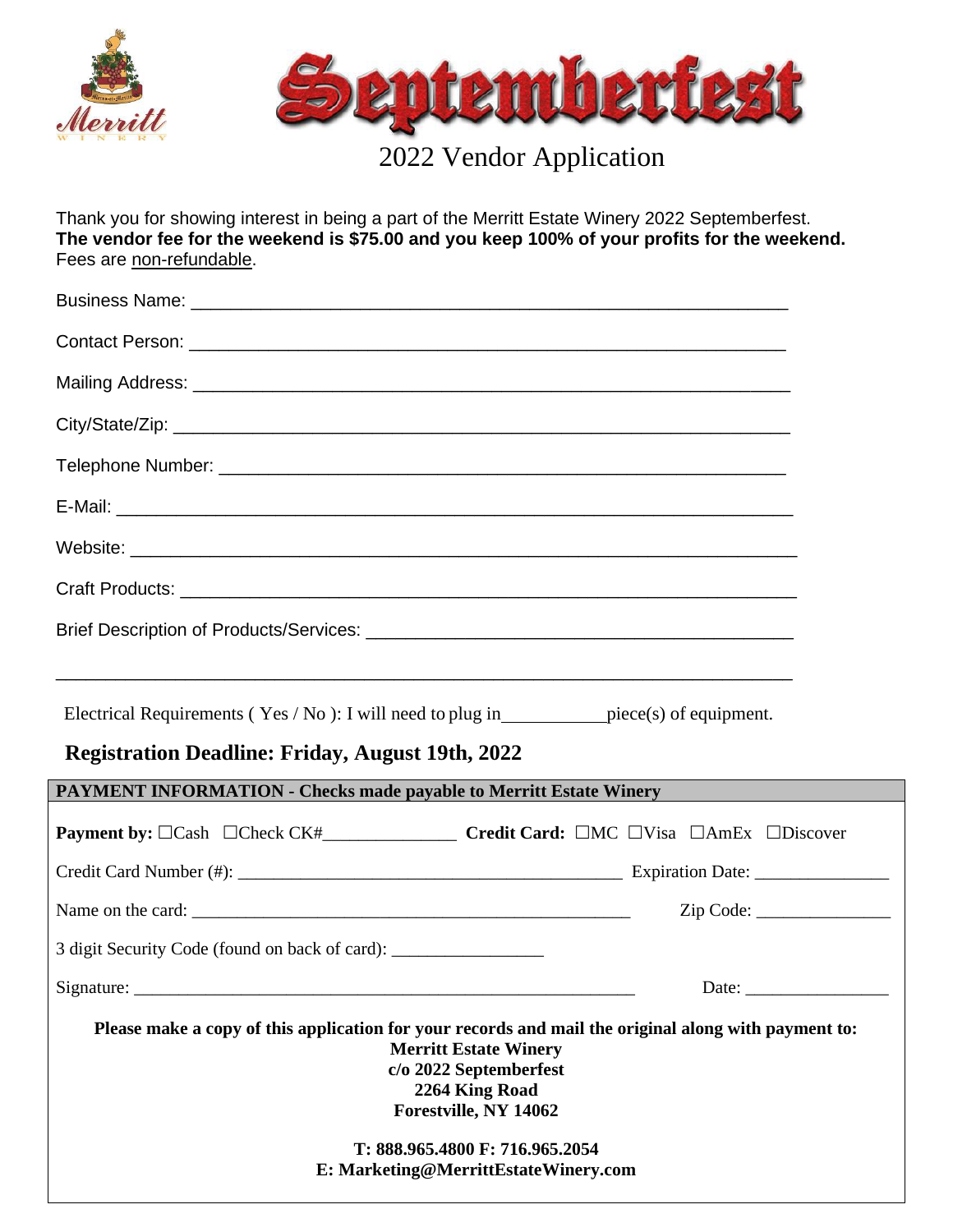# Septemberfest

## 2022 Vendor Application

Thank you for showing interest in being a part of the Merritt Estate Winery 2022 Septemberfest.
**The vendor fee for the weekend is $75.00 and you keep 100% of your profits for the weekend.**
Fees are non-refundable.

Business Name: ___________________________________________________________

Contact Person: ___________________________________________________________

Mailing Address: __________________________________________________________

City/State/Zip: ____________________________________________________________

Telephone Number: ________________________________________________________

E-Mail: __________________________________________________________________

Website: _________________________________________________________________

Craft Products: ____________________________________________________________

Brief Description of Products/Services: ______________________________________

___________________________________________________________________________

Electrical Requirements ( Yes / No ): I will need to plug in___________piece(s) of equipment.

**Registration Deadline: Friday, August 19th, 2022**

**PAYMENT INFORMATION - Checks made payable to Merritt Estate Winery**

**Payment by:** ☐Cash ☐Check CK#______________ **Credit Card:** ☐MC ☐Visa ☐AmEx ☐Discover

Credit Card Number (#): __________________________________________ Expiration Date: ______________

Name on the card: ______________________________________________ Zip Code: ______________

3 digit Security Code (found on back of card): ________________

Signature: ________________________________________________________ Date: ________________

**Please make a copy of this application for your records and mail the original along with payment to:**
**Merritt Estate Winery**
**c/o 2022 Septemberfest**
**2264 King Road**
**Forestville, NY 14062**

**T: 888.965.4800 F: 716.965.2054**
**E: Marketing@MerrittEstateWinery.com**